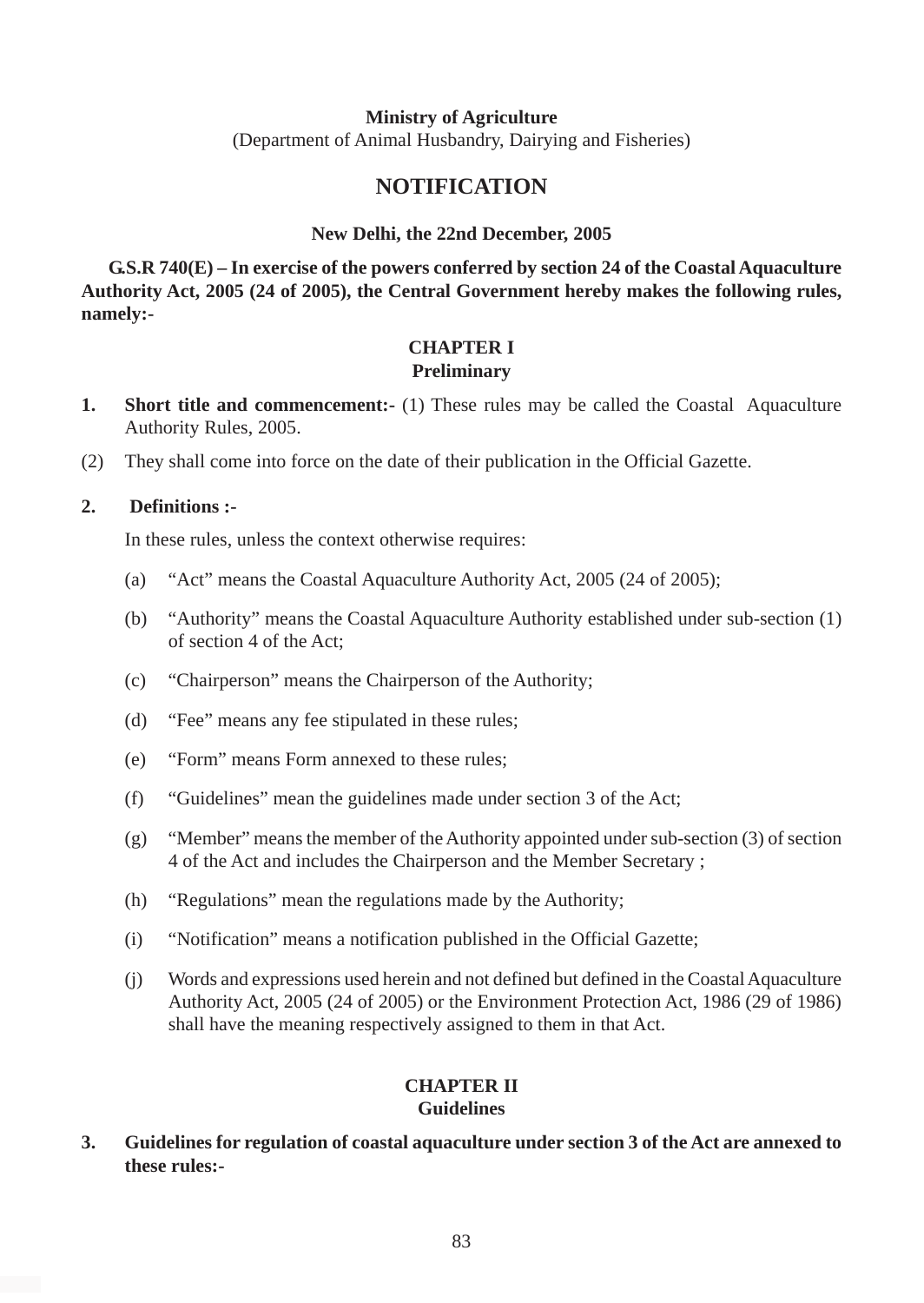**Ministry of Agriculture**

(Department of Animal Husbandry, Dairying and Fisheries)

# NOTIFICATION

**New Delhi, the 22nd December, 2005**

**G.S.R 740(E) – In exercise of the powers conferred by section 24 of the Coastal Aquaculture Authority Act, 2005 (24 of 2005), the Central Government hereby makes the following rules, namely:-**

## CHAPTER I
## Preliminary

1. **Short title and commencement:-** (1) These rules may be called the Coastal Aquaculture Authority Rules, 2005.

(2) They shall come into force on the date of their publication in the Official Gazette.

2. **Definitions :-**

   In these rules, unless the context otherwise requires:

   (a) "Act" means the Coastal Aquaculture Authority Act, 2005 (24 of 2005);

   (b) "Authority" means the Coastal Aquaculture Authority established under sub-section (1) of section 4 of the Act;

   (c) "Chairperson" means the Chairperson of the Authority;

   (d) "Fee" means any fee stipulated in these rules;

   (e) "Form" means Form annexed to these rules;

   (f) "Guidelines" mean the guidelines made under section 3 of the Act;

   (g) "Member" means the member of the Authority appointed under sub-section (3) of section 4 of the Act and includes the Chairperson and the Member Secretary ;

   (h) "Regulations" mean the regulations made by the Authority;

   (i) "Notification" means a notification published in the Official Gazette;

   (j) Words and expressions used herein and not defined but defined in the Coastal Aquaculture Authority Act, 2005 (24 of 2005) or the Environment Protection Act, 1986 (29 of 1986) shall have the meaning respectively assigned to them in that Act.

## CHAPTER II
## Guidelines

3. **Guidelines for regulation of coastal aquaculture under section 3 of the Act are annexed to these rules:-**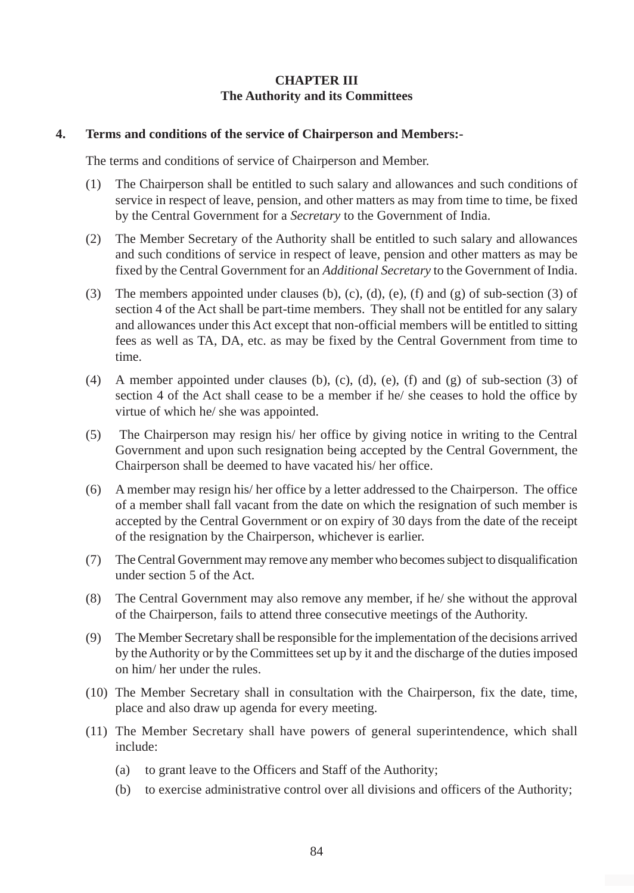## CHAPTER III
## The Authority and its Committees

**4. Terms and conditions of the service of Chairperson and Members:-**

The terms and conditions of service of Chairperson and Member.

(1) The Chairperson shall be entitled to such salary and allowances and such conditions of service in respect of leave, pension, and other matters as may from time to time, be fixed by the Central Government for a *Secretary* to the Government of India.

(2) The Member Secretary of the Authority shall be entitled to such salary and allowances and such conditions of service in respect of leave, pension and other matters as may be fixed by the Central Government for an *Additional Secretary* to the Government of India.

(3) The members appointed under clauses (b), (c), (d), (e), (f) and (g) of sub-section (3) of section 4 of the Act shall be part-time members. They shall not be entitled for any salary and allowances under this Act except that non-official members will be entitled to sitting fees as well as TA, DA, etc. as may be fixed by the Central Government from time to time.

(4) A member appointed under clauses (b), (c), (d), (e), (f) and (g) of sub-section (3) of section 4 of the Act shall cease to be a member if he/ she ceases to hold the office by virtue of which he/ she was appointed.

(5) The Chairperson may resign his/ her office by giving notice in writing to the Central Government and upon such resignation being accepted by the Central Government, the Chairperson shall be deemed to have vacated his/ her office.

(6) A member may resign his/ her office by a letter addressed to the Chairperson. The office of a member shall fall vacant from the date on which the resignation of such member is accepted by the Central Government or on expiry of 30 days from the date of the receipt of the resignation by the Chairperson, whichever is earlier.

(7) The Central Government may remove any member who becomes subject to disqualification under section 5 of the Act.

(8) The Central Government may also remove any member, if he/ she without the approval of the Chairperson, fails to attend three consecutive meetings of the Authority.

(9) The Member Secretary shall be responsible for the implementation of the decisions arrived by the Authority or by the Committees set up by it and the discharge of the duties imposed on him/ her under the rules.

(10) The Member Secretary shall in consultation with the Chairperson, fix the date, time, place and also draw up agenda for every meeting.

(11) The Member Secretary shall have powers of general superintendence, which shall include:

   (a) to grant leave to the Officers and Staff of the Authority;

   (b) to exercise administrative control over all divisions and officers of the Authority;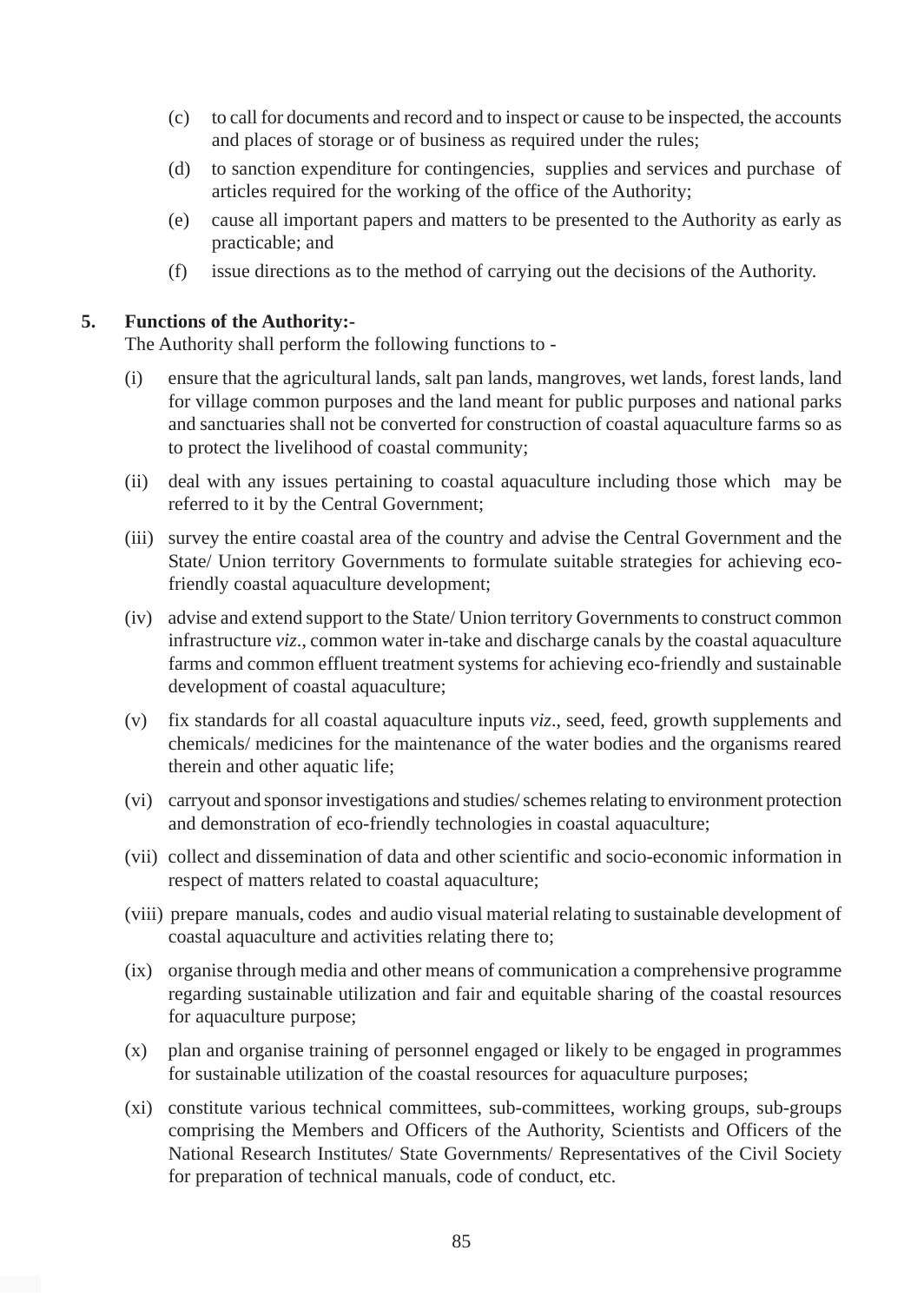(c) to call for documents and record and to inspect or cause to be inspected, the accounts and places of storage or of business as required under the rules;

(d) to sanction expenditure for contingencies, supplies and services and purchase of articles required for the working of the office of the Authority;

(e) cause all important papers and matters to be presented to the Authority as early as practicable; and

(f) issue directions as to the method of carrying out the decisions of the Authority.

**5. Functions of the Authority:-**

The Authority shall perform the following functions to -

(i) ensure that the agricultural lands, salt pan lands, mangroves, wet lands, forest lands, land for village common purposes and the land meant for public purposes and national parks and sanctuaries shall not be converted for construction of coastal aquaculture farms so as to protect the livelihood of coastal community;

(ii) deal with any issues pertaining to coastal aquaculture including those which may be referred to it by the Central Government;

(iii) survey the entire coastal area of the country and advise the Central Government and the State/ Union territory Governments to formulate suitable strategies for achieving eco-friendly coastal aquaculture development;

(iv) advise and extend support to the State/ Union territory Governments to construct common infrastructure *viz*., common water in-take and discharge canals by the coastal aquaculture farms and common effluent treatment systems for achieving eco-friendly and sustainable development of coastal aquaculture;

(v) fix standards for all coastal aquaculture inputs *viz*., seed, feed, growth supplements and chemicals/ medicines for the maintenance of the water bodies and the organisms reared therein and other aquatic life;

(vi) carryout and sponsor investigations and studies/ schemes relating to environment protection and demonstration of eco-friendly technologies in coastal aquaculture;

(vii) collect and dissemination of data and other scientific and socio-economic information in respect of matters related to coastal aquaculture;

(viii) prepare manuals, codes and audio visual material relating to sustainable development of coastal aquaculture and activities relating there to;

(ix) organise through media and other means of communication a comprehensive programme regarding sustainable utilization and fair and equitable sharing of the coastal resources for aquaculture purpose;

(x) plan and organise training of personnel engaged or likely to be engaged in programmes for sustainable utilization of the coastal resources for aquaculture purposes;

(xi) constitute various technical committees, sub-committees, working groups, sub-groups comprising the Members and Officers of the Authority, Scientists and Officers of the National Research Institutes/ State Governments/ Representatives of the Civil Society for preparation of technical manuals, code of conduct, etc.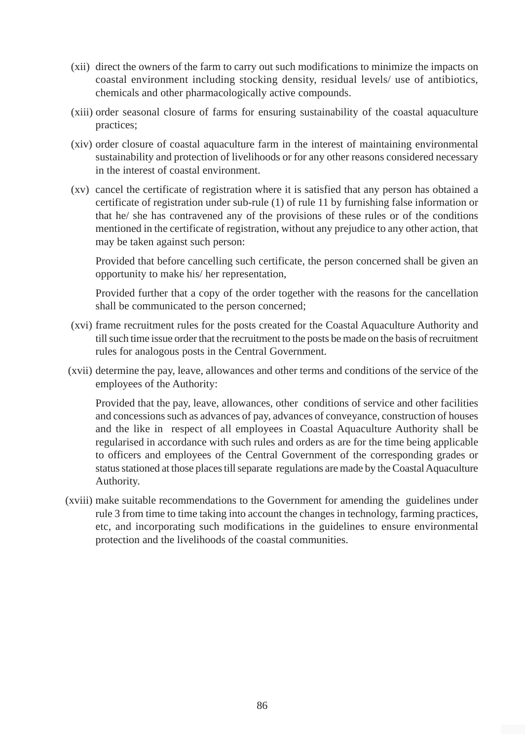(xii) direct the owners of the farm to carry out such modifications to minimize the impacts on coastal environment including stocking density, residual levels/ use of antibiotics, chemicals and other pharmacologically active compounds.

(xiii) order seasonal closure of farms for ensuring sustainability of the coastal aquaculture practices;

(xiv) order closure of coastal aquaculture farm in the interest of maintaining environmental sustainability and protection of livelihoods or for any other reasons considered necessary in the interest of coastal environment.

(xv) cancel the certificate of registration where it is satisfied that any person has obtained a certificate of registration under sub-rule (1) of rule 11 by furnishing false information or that he/ she has contravened any of the provisions of these rules or of the conditions mentioned in the certificate of registration, without any prejudice to any other action, that may be taken against such person:

Provided that before cancelling such certificate, the person concerned shall be given an opportunity to make his/ her representation,

Provided further that a copy of the order together with the reasons for the cancellation shall be communicated to the person concerned;

(xvi) frame recruitment rules for the posts created for the Coastal Aquaculture Authority and till such time issue order that the recruitment to the posts be made on the basis of recruitment rules for analogous posts in the Central Government.

(xvii) determine the pay, leave, allowances and other terms and conditions of the service of the employees of the Authority:

Provided that the pay, leave, allowances, other conditions of service and other facilities and concessions such as advances of pay, advances of conveyance, construction of houses and the like in respect of all employees in Coastal Aquaculture Authority shall be regularised in accordance with such rules and orders as are for the time being applicable to officers and employees of the Central Government of the corresponding grades or status stationed at those places till separate regulations are made by the Coastal Aquaculture Authority.

(xviii) make suitable recommendations to the Government for amending the guidelines under rule 3 from time to time taking into account the changes in technology, farming practices, etc, and incorporating such modifications in the guidelines to ensure environmental protection and the livelihoods of the coastal communities.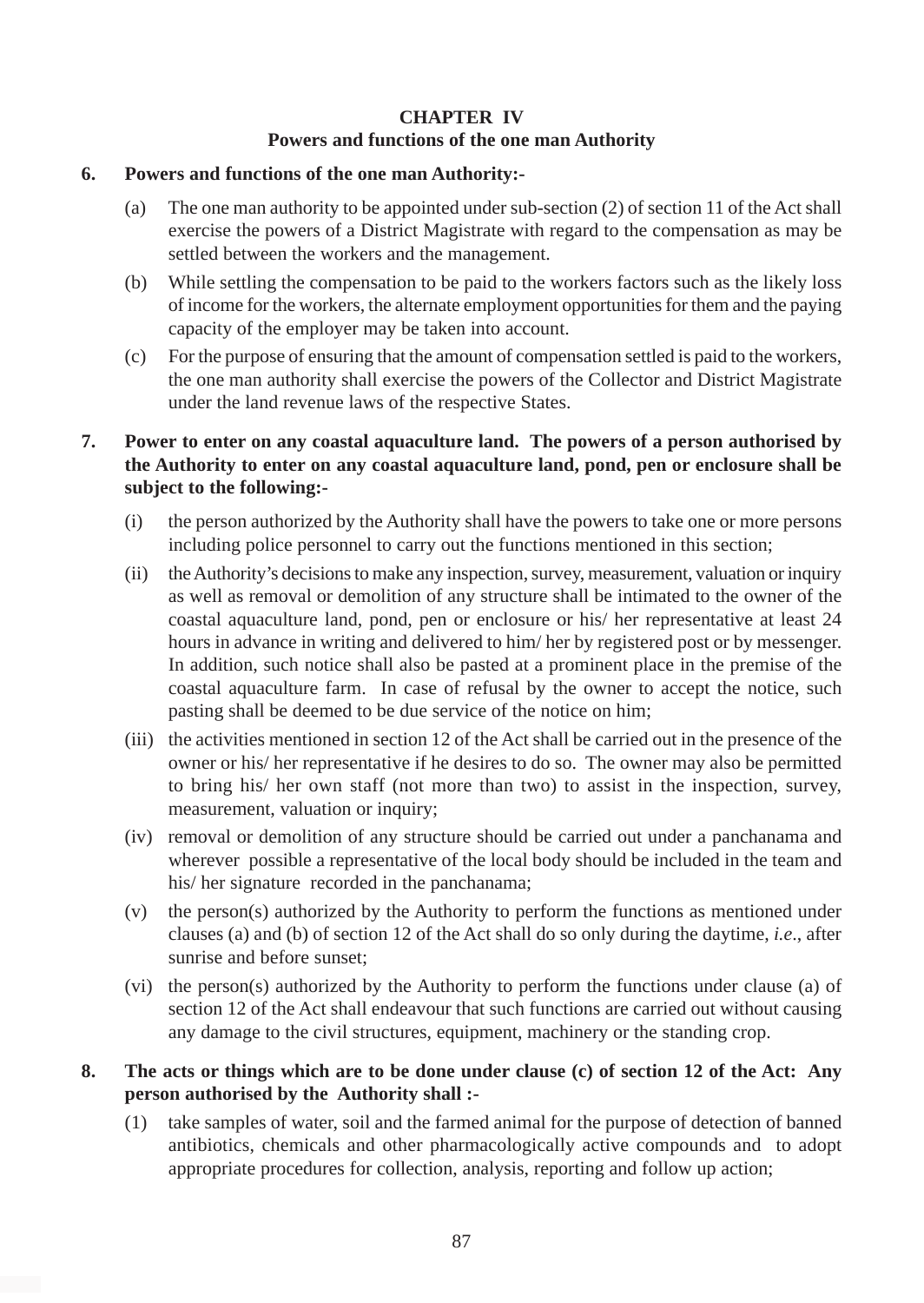## CHAPTER IV
### Powers and functions of the one man Authority

**6. Powers and functions of the one man Authority:-**

(a) The one man authority to be appointed under sub-section (2) of section 11 of the Act shall exercise the powers of a District Magistrate with regard to the compensation as may be settled between the workers and the management.

(b) While settling the compensation to be paid to the workers factors such as the likely loss of income for the workers, the alternate employment opportunities for them and the paying capacity of the employer may be taken into account.

(c) For the purpose of ensuring that the amount of compensation settled is paid to the workers, the one man authority shall exercise the powers of the Collector and District Magistrate under the land revenue laws of the respective States.

**7. Power to enter on any coastal aquaculture land. The powers of a person authorised by the Authority to enter on any coastal aquaculture land, pond, pen or enclosure shall be subject to the following:-**

(i) the person authorized by the Authority shall have the powers to take one or more persons including police personnel to carry out the functions mentioned in this section;

(ii) the Authority's decisions to make any inspection, survey, measurement, valuation or inquiry as well as removal or demolition of any structure shall be intimated to the owner of the coastal aquaculture land, pond, pen or enclosure or his/ her representative at least 24 hours in advance in writing and delivered to him/ her by registered post or by messenger. In addition, such notice shall also be pasted at a prominent place in the premise of the coastal aquaculture farm. In case of refusal by the owner to accept the notice, such pasting shall be deemed to be due service of the notice on him;

(iii) the activities mentioned in section 12 of the Act shall be carried out in the presence of the owner or his/ her representative if he desires to do so. The owner may also be permitted to bring his/ her own staff (not more than two) to assist in the inspection, survey, measurement, valuation or inquiry;

(iv) removal or demolition of any structure should be carried out under a panchanama and wherever possible a representative of the local body should be included in the team and his/ her signature recorded in the panchanama;

(v) the person(s) authorized by the Authority to perform the functions as mentioned under clauses (a) and (b) of section 12 of the Act shall do so only during the daytime, *i.e*., after sunrise and before sunset;

(vi) the person(s) authorized by the Authority to perform the functions under clause (a) of section 12 of the Act shall endeavour that such functions are carried out without causing any damage to the civil structures, equipment, machinery or the standing crop.

**8. The acts or things which are to be done under clause (c) of section 12 of the Act: Any person authorised by the Authority shall :-**

(1) take samples of water, soil and the farmed animal for the purpose of detection of banned antibiotics, chemicals and other pharmacologically active compounds and to adopt appropriate procedures for collection, analysis, reporting and follow up action;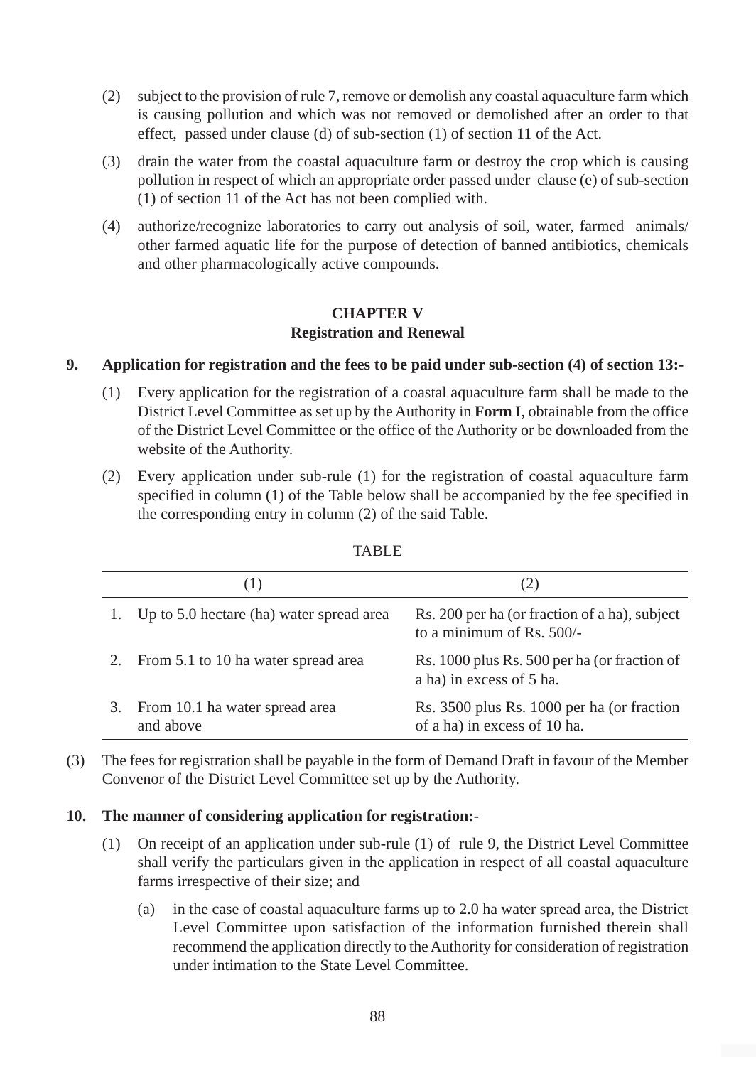(2) subject to the provision of rule 7, remove or demolish any coastal aquaculture farm which is causing pollution and which was not removed or demolished after an order to that effect, passed under clause (d) of sub-section (1) of section 11 of the Act.

(3) drain the water from the coastal aquaculture farm or destroy the crop which is causing pollution in respect of which an appropriate order passed under clause (e) of sub-section (1) of section 11 of the Act has not been complied with.

(4) authorize/recognize laboratories to carry out analysis of soil, water, farmed animals/ other farmed aquatic life for the purpose of detection of banned antibiotics, chemicals and other pharmacologically active compounds.

## CHAPTER V
## Registration and Renewal

**9. Application for registration and the fees to be paid under sub-section (4) of section 13:-**

(1) Every application for the registration of a coastal aquaculture farm shall be made to the District Level Committee as set up by the Authority in **Form I**, obtainable from the office of the District Level Committee or the office of the Authority or be downloaded from the website of the Authority.

(2) Every application under sub-rule (1) for the registration of coastal aquaculture farm specified in column (1) of the Table below shall be accompanied by the fee specified in the corresponding entry in column (2) of the said Table.

TABLE

| (1) | (2) |
|---|---|
| 1. Up to 5.0 hectare (ha) water spread area | Rs. 200 per ha (or fraction of a ha), subject to a minimum of Rs. 500/- |
| 2. From 5.1 to 10 ha water spread area | Rs. 1000 plus Rs. 500 per ha (or fraction of a ha) in excess of 5 ha. |
| 3. From 10.1 ha water spread area and above | Rs. 3500 plus Rs. 1000 per ha (or fraction of a ha) in excess of 10 ha. |

(3) The fees for registration shall be payable in the form of Demand Draft in favour of the Member Convenor of the District Level Committee set up by the Authority.

**10. The manner of considering application for registration:-**

(1) On receipt of an application under sub-rule (1) of rule 9, the District Level Committee shall verify the particulars given in the application in respect of all coastal aquaculture farms irrespective of their size; and

(a) in the case of coastal aquaculture farms up to 2.0 ha water spread area, the District Level Committee upon satisfaction of the information furnished therein shall recommend the application directly to the Authority for consideration of registration under intimation to the State Level Committee.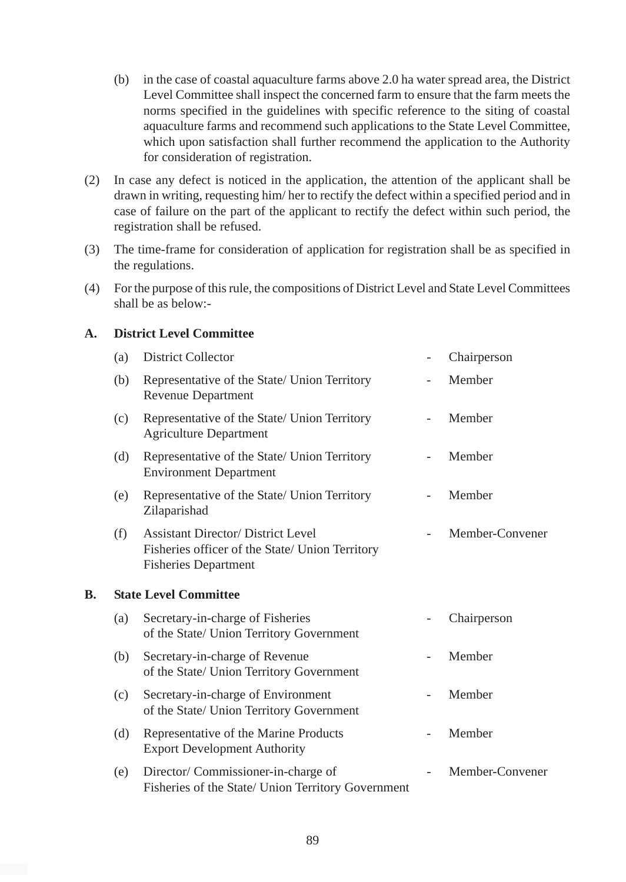(b) in the case of coastal aquaculture farms above 2.0 ha water spread area, the District Level Committee shall inspect the concerned farm to ensure that the farm meets the norms specified in the guidelines with specific reference to the siting of coastal aquaculture farms and recommend such applications to the State Level Committee, which upon satisfaction shall further recommend the application to the Authority for consideration of registration.

(2) In case any defect is noticed in the application, the attention of the applicant shall be drawn in writing, requesting him/ her to rectify the defect within a specified period and in case of failure on the part of the applicant to rectify the defect within such period, the registration shall be refused.

(3) The time-frame for consideration of application for registration shall be as specified in the regulations.

(4) For the purpose of this rule, the compositions of District Level and State Level Committees shall be as below:-

**A. District Level Committee**

| | | | |
|---|---|---|---|
| (a) | District Collector | - | Chairperson |
| (b) | Representative of the State/ Union Territory Revenue Department | - | Member |
| (c) | Representative of the State/ Union Territory Agriculture Department | - | Member |
| (d) | Representative of the State/ Union Territory Environment Department | - | Member |
| (e) | Representative of the State/ Union Territory Zilaparishad | - | Member |
| (f) | Assistant Director/ District Level Fisheries officer of the State/ Union Territory Fisheries Department | - | Member-Convener |

**B. State Level Committee**

| | | | |
|---|---|---|---|
| (a) | Secretary-in-charge of Fisheries of the State/ Union Territory Government | - | Chairperson |
| (b) | Secretary-in-charge of Revenue of the State/ Union Territory Government | - | Member |
| (c) | Secretary-in-charge of Environment of the State/ Union Territory Government | - | Member |
| (d) | Representative of the Marine Products Export Development Authority | - | Member |
| (e) | Director/ Commissioner-in-charge of Fisheries of the State/ Union Territory Government | - | Member-Convener |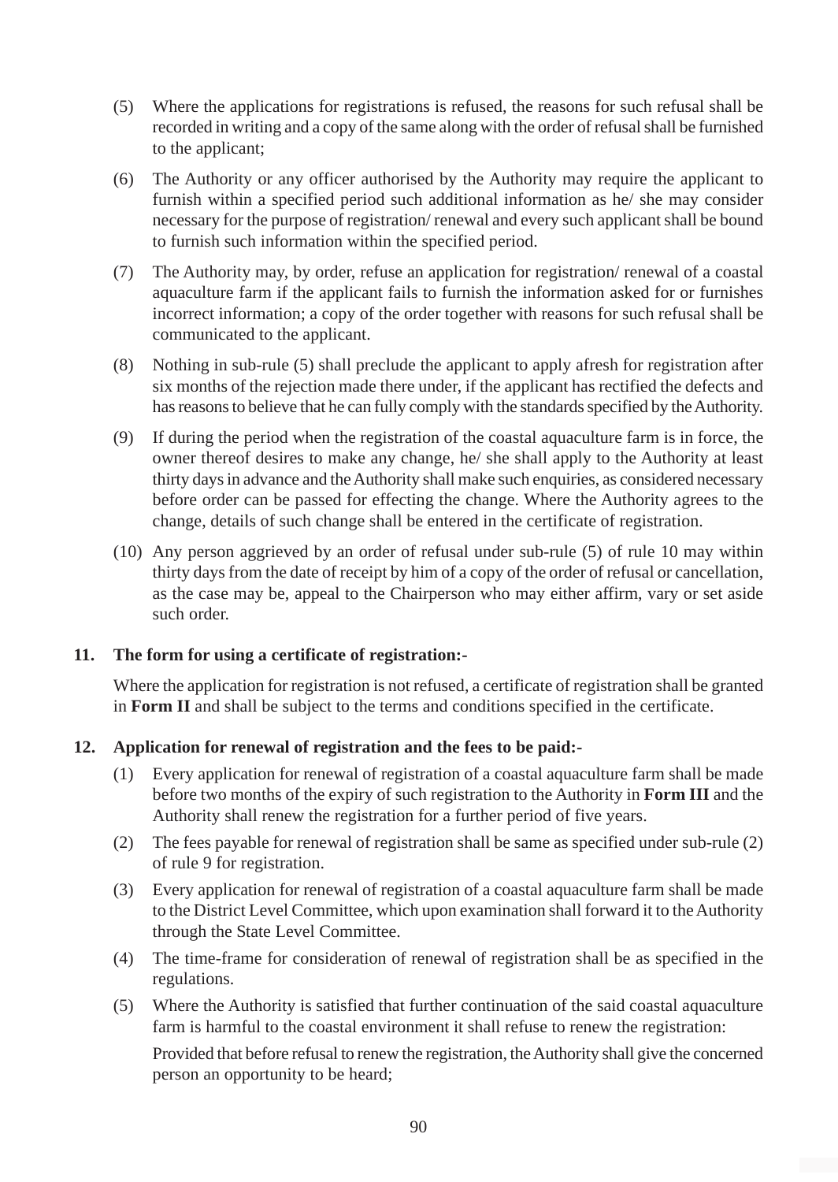(5) Where the applications for registrations is refused, the reasons for such refusal shall be recorded in writing and a copy of the same along with the order of refusal shall be furnished to the applicant;

(6) The Authority or any officer authorised by the Authority may require the applicant to furnish within a specified period such additional information as he/ she may consider necessary for the purpose of registration/ renewal and every such applicant shall be bound to furnish such information within the specified period.

(7) The Authority may, by order, refuse an application for registration/ renewal of a coastal aquaculture farm if the applicant fails to furnish the information asked for or furnishes incorrect information; a copy of the order together with reasons for such refusal shall be communicated to the applicant.

(8) Nothing in sub-rule (5) shall preclude the applicant to apply afresh for registration after six months of the rejection made there under, if the applicant has rectified the defects and has reasons to believe that he can fully comply with the standards specified by the Authority.

(9) If during the period when the registration of the coastal aquaculture farm is in force, the owner thereof desires to make any change, he/ she shall apply to the Authority at least thirty days in advance and the Authority shall make such enquiries, as considered necessary before order can be passed for effecting the change. Where the Authority agrees to the change, details of such change shall be entered in the certificate of registration.

(10) Any person aggrieved by an order of refusal under sub-rule (5) of rule 10 may within thirty days from the date of receipt by him of a copy of the order of refusal or cancellation, as the case may be, appeal to the Chairperson who may either affirm, vary or set aside such order.

**11. The form for using a certificate of registration:-**

Where the application for registration is not refused, a certificate of registration shall be granted in **Form II** and shall be subject to the terms and conditions specified in the certificate.

**12. Application for renewal of registration and the fees to be paid:-**

(1) Every application for renewal of registration of a coastal aquaculture farm shall be made before two months of the expiry of such registration to the Authority in **Form III** and the Authority shall renew the registration for a further period of five years.

(2) The fees payable for renewal of registration shall be same as specified under sub-rule (2) of rule 9 for registration.

(3) Every application for renewal of registration of a coastal aquaculture farm shall be made to the District Level Committee, which upon examination shall forward it to the Authority through the State Level Committee.

(4) The time-frame for consideration of renewal of registration shall be as specified in the regulations.

(5) Where the Authority is satisfied that further continuation of the said coastal aquaculture farm is harmful to the coastal environment it shall refuse to renew the registration:

Provided that before refusal to renew the registration, the Authority shall give the concerned person an opportunity to be heard;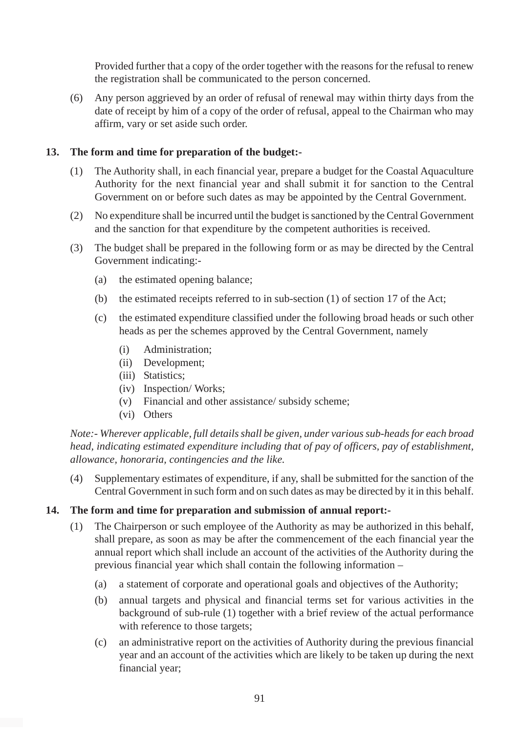Provided further that a copy of the order together with the reasons for the refusal to renew the registration shall be communicated to the person concerned.

(6) Any person aggrieved by an order of refusal of renewal may within thirty days from the date of receipt by him of a copy of the order of refusal, appeal to the Chairman who may affirm, vary or set aside such order.

**13. The form and time for preparation of the budget:-**

(1) The Authority shall, in each financial year, prepare a budget for the Coastal Aquaculture Authority for the next financial year and shall submit it for sanction to the Central Government on or before such dates as may be appointed by the Central Government.

(2) No expenditure shall be incurred until the budget is sanctioned by the Central Government and the sanction for that expenditure by the competent authorities is received.

(3) The budget shall be prepared in the following form or as may be directed by the Central Government indicating:-

  (a) the estimated opening balance;

  (b) the estimated receipts referred to in sub-section (1) of section 17 of the Act;

  (c) the estimated expenditure classified under the following broad heads or such other heads as per the schemes approved by the Central Government, namely

    (i) Administration;
    (ii) Development;
    (iii) Statistics;
    (iv) Inspection/ Works;
    (v) Financial and other assistance/ subsidy scheme;
    (vi) Others

*Note:- Wherever applicable, full details shall be given, under various sub-heads for each broad head, indicating estimated expenditure including that of pay of officers, pay of establishment, allowance, honoraria, contingencies and the like.*

(4) Supplementary estimates of expenditure, if any, shall be submitted for the sanction of the Central Government in such form and on such dates as may be directed by it in this behalf.

**14. The form and time for preparation and submission of annual report:-**

(1) The Chairperson or such employee of the Authority as may be authorized in this behalf, shall prepare, as soon as may be after the commencement of the each financial year the annual report which shall include an account of the activities of the Authority during the previous financial year which shall contain the following information –

  (a) a statement of corporate and operational goals and objectives of the Authority;

  (b) annual targets and physical and financial terms set for various activities in the background of sub-rule (1) together with a brief review of the actual performance with reference to those targets;

  (c) an administrative report on the activities of Authority during the previous financial year and an account of the activities which are likely to be taken up during the next financial year;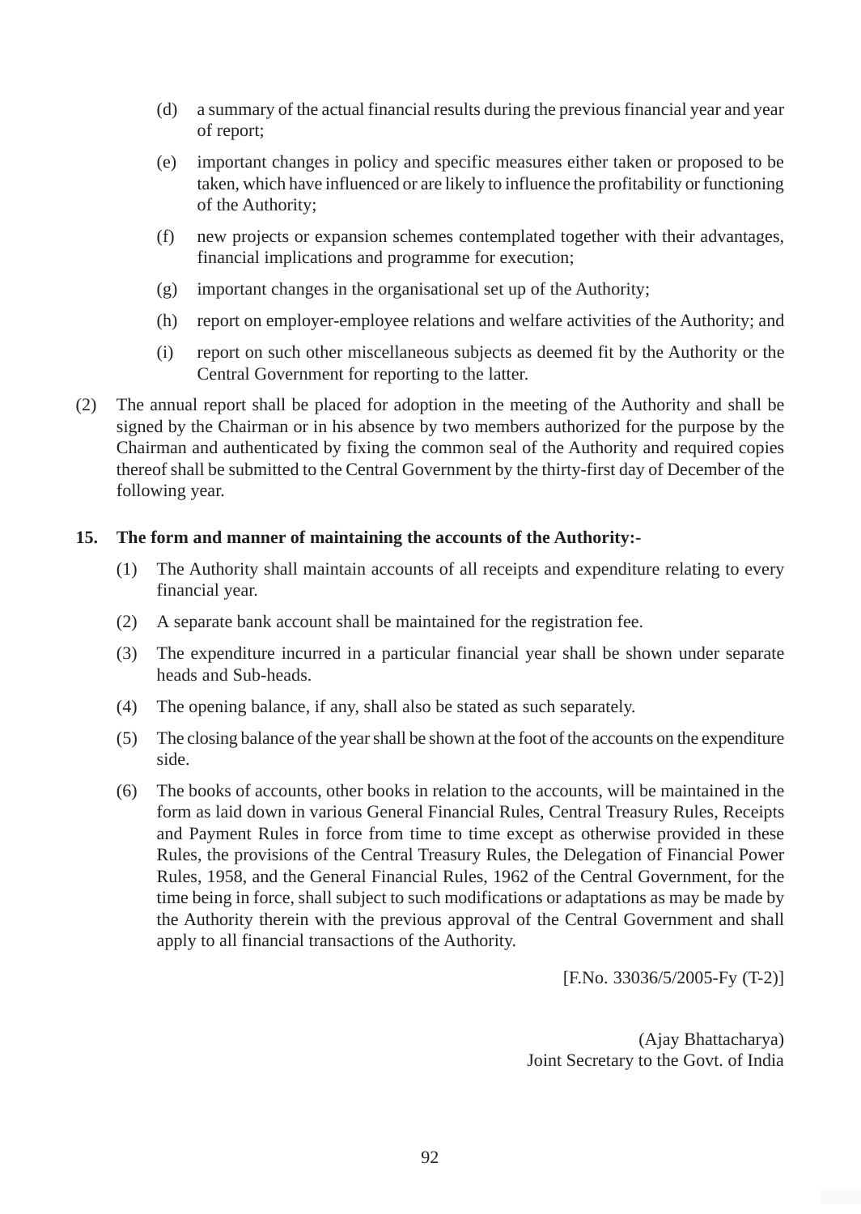(d) a summary of the actual financial results during the previous financial year and year of report;

(e) important changes in policy and specific measures either taken or proposed to be taken, which have influenced or are likely to influence the profitability or functioning of the Authority;

(f) new projects or expansion schemes contemplated together with their advantages, financial implications and programme for execution;

(g) important changes in the organisational set up of the Authority;

(h) report on employer-employee relations and welfare activities of the Authority; and

(i) report on such other miscellaneous subjects as deemed fit by the Authority or the Central Government for reporting to the latter.

(2) The annual report shall be placed for adoption in the meeting of the Authority and shall be signed by the Chairman or in his absence by two members authorized for the purpose by the Chairman and authenticated by fixing the common seal of the Authority and required copies thereof shall be submitted to the Central Government by the thirty-first day of December of the following year.

**15. The form and manner of maintaining the accounts of the Authority:-**

(1) The Authority shall maintain accounts of all receipts and expenditure relating to every financial year.

(2) A separate bank account shall be maintained for the registration fee.

(3) The expenditure incurred in a particular financial year shall be shown under separate heads and Sub-heads.

(4) The opening balance, if any, shall also be stated as such separately.

(5) The closing balance of the year shall be shown at the foot of the accounts on the expenditure side.

(6) The books of accounts, other books in relation to the accounts, will be maintained in the form as laid down in various General Financial Rules, Central Treasury Rules, Receipts and Payment Rules in force from time to time except as otherwise provided in these Rules, the provisions of the Central Treasury Rules, the Delegation of Financial Power Rules, 1958, and the General Financial Rules, 1962 of the Central Government, for the time being in force, shall subject to such modifications or adaptations as may be made by the Authority therein with the previous approval of the Central Government and shall apply to all financial transactions of the Authority.

[F.No. 33036/5/2005-Fy (T-2)]

(Ajay Bhattacharya)
Joint Secretary to the Govt. of India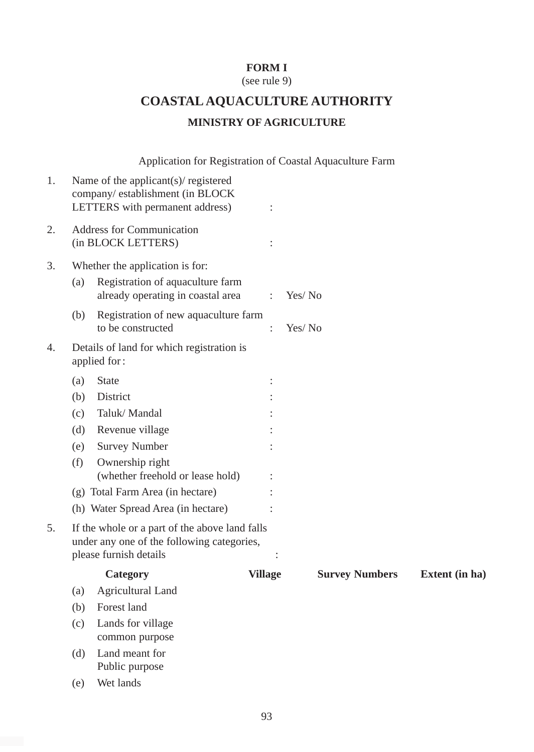**FORM I**

(see rule 9)

# COASTAL AQUACULTURE AUTHORITY

## MINISTRY OF AGRICULTURE

Application for Registration of Coastal Aquaculture Farm

1. Name of the applicant(s)/ registered company/ establishment (in BLOCK LETTERS with permanent address) :

2. Address for Communication (in BLOCK LETTERS) :

3. Whether the application is for:
   - (a) Registration of aquaculture farm already operating in coastal area : Yes/ No
   - (b) Registration of new aquaculture farm to be constructed : Yes/ No

4. Details of land for which registration is applied for :
   - (a) State :
   - (b) District :
   - (c) Taluk/ Mandal :
   - (d) Revenue village :
   - (e) Survey Number :
   - (f) Ownership right (whether freehold or lease hold) :
   - (g) Total Farm Area (in hectare) :
   - (h) Water Spread Area (in hectare) :

5. If the whole or a part of the above land falls under any one of the following categories, please furnish details :

| Category | Village | Survey Numbers | Extent (in ha) |
|---|---|---|---|
| (a) Agricultural Land | | | |
| (b) Forest land | | | |
| (c) Lands for village common purpose | | | |
| (d) Land meant for Public purpose | | | |
| (e) Wet lands | | | |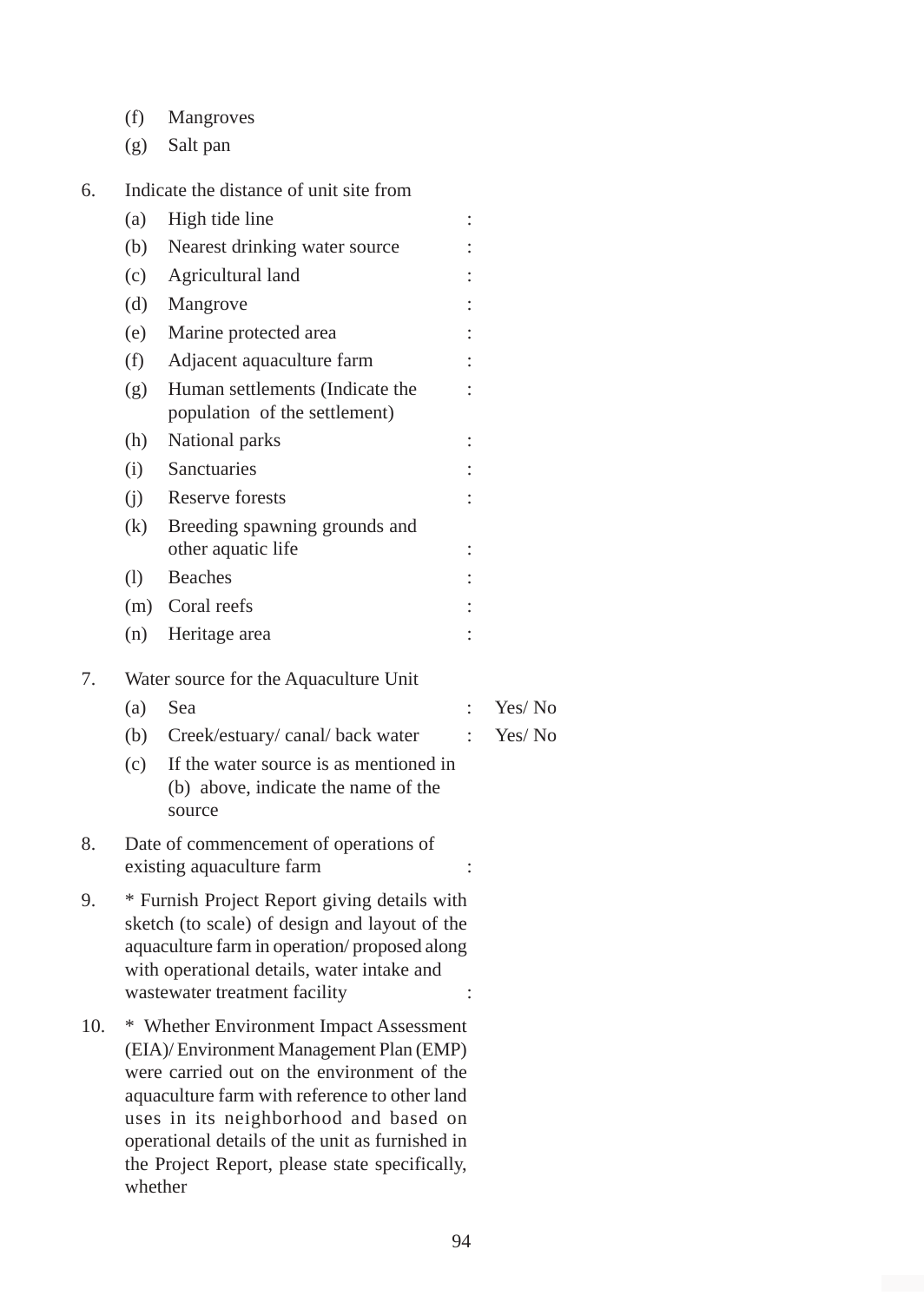(f) Mangroves

(g) Salt pan

6. Indicate the distance of unit site from

    (a) High tide line :

    (b) Nearest drinking water source :

    (c) Agricultural land :

    (d) Mangrove :

    (e) Marine protected area :

    (f) Adjacent aquaculture farm :

    (g) Human settlements (Indicate the population of the settlement) :

    (h) National parks :

    (i) Sanctuaries :

    (j) Reserve forests :

    (k) Breeding spawning grounds and other aquatic life :

    (l) Beaches :

    (m) Coral reefs :

    (n) Heritage area :

7. Water source for the Aquaculture Unit

    (a) Sea : Yes/ No

    (b) Creek/estuary/ canal/ back water : Yes/ No

    (c) If the water source is as mentioned in (b) above, indicate the name of the source

8. Date of commencement of operations of existing aquaculture farm :

9. * Furnish Project Report giving details with sketch (to scale) of design and layout of the aquaculture farm in operation/ proposed along with operational details, water intake and wastewater treatment facility :

10. * Whether Environment Impact Assessment (EIA)/ Environment Management Plan (EMP) were carried out on the environment of the aquaculture farm with reference to other land uses in its neighborhood and based on operational details of the unit as furnished in the Project Report, please state specifically, whether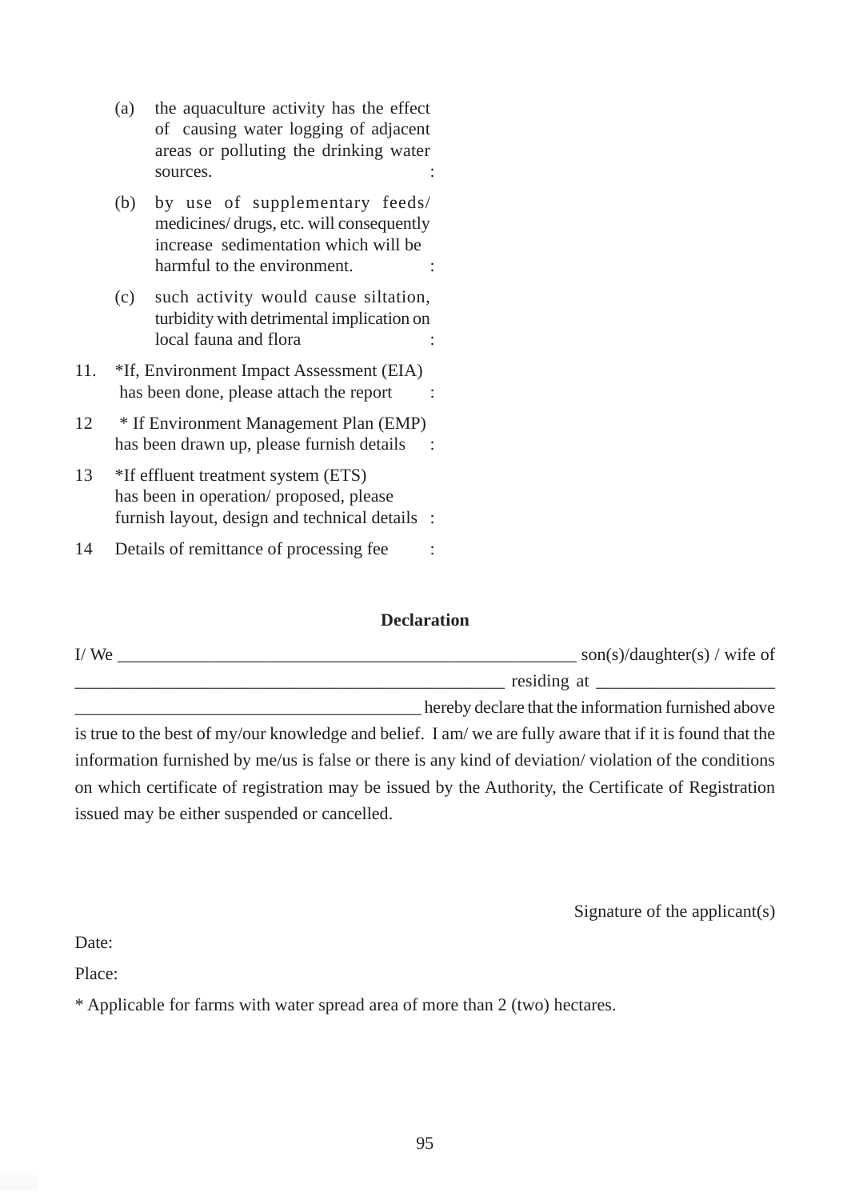(a) the aquaculture activity has the effect of causing water logging of adjacent areas or polluting the drinking water sources. :

(b) by use of supplementary feeds/ medicines/ drugs, etc. will consequently increase sedimentation which will be harmful to the environment. :

(c) such activity would cause siltation, turbidity with detrimental implication on local fauna and flora :

11. *If, Environment Impact Assessment (EIA) has been done, please attach the report :

12 * If Environment Management Plan (EMP) has been drawn up, please furnish details :

13 *If effluent treatment system (ETS) has been in operation/ proposed, please furnish layout, design and technical details :

14 Details of remittance of processing fee :

**Declaration**

I/ We _____________________________________________________ son(s)/daughter(s) / wife of __________________________________________________ residing at ____________________ ________________________________________ hereby declare that the information furnished above is true to the best of my/our knowledge and belief. I am/ we are fully aware that if it is found that the information furnished by me/us is false or there is any kind of deviation/ violation of the conditions on which certificate of registration may be issued by the Authority, the Certificate of Registration issued may be either suspended or cancelled.

Signature of the applicant(s)

Date:

Place:

* Applicable for farms with water spread area of more than 2 (two) hectares.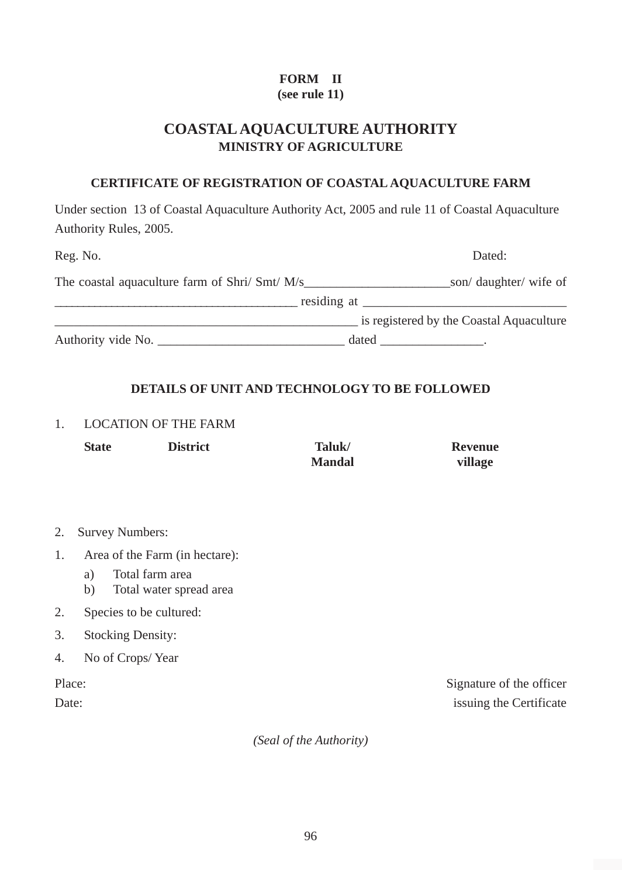**FORM II**
**(see rule 11)**

# COASTAL AQUACULTURE AUTHORITY
## MINISTRY OF AGRICULTURE

### CERTIFICATE OF REGISTRATION OF COASTAL AQUACULTURE FARM

Under section 13 of Coastal Aquaculture Authority Act, 2005 and rule 11 of Coastal Aquaculture Authority Rules, 2005.

Reg. No. Dated:

The coastal aquaculture farm of Shri/ Smt/ M/s______________________son/ daughter/ wife of ______________________________________ residing at ______________________________ ______________________________________________ is registered by the Coastal Aquaculture Authority vide No. ____________________________ dated _______________.

### DETAILS OF UNIT AND TECHNOLOGY TO BE FOLLOWED

1. LOCATION OF THE FARM

| State | District | Taluk/ Mandal | Revenue village |
|---|---|---|---|
| | | | |

2. Survey Numbers:

1. Area of the Farm (in hectare):
   a) Total farm area
   b) Total water spread area
2. Species to be cultured:
3. Stocking Density:
4. No of Crops/ Year

Place: Signature of the officer
Date: issuing the Certificate

*(Seal of the Authority)*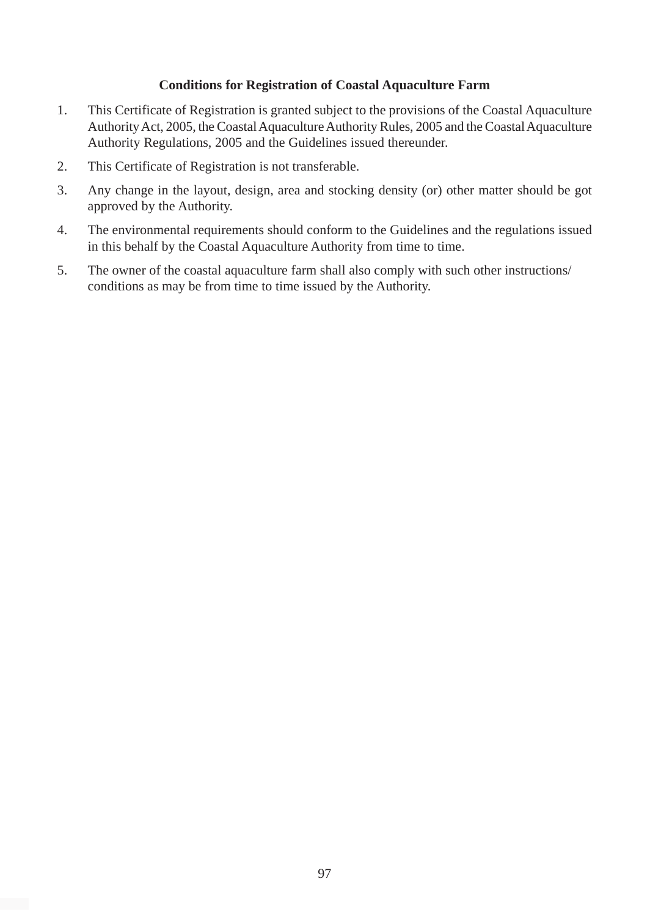**Conditions for Registration of Coastal Aquaculture Farm**

1. This Certificate of Registration is granted subject to the provisions of the Coastal Aquaculture Authority Act, 2005, the Coastal Aquaculture Authority Rules, 2005 and the Coastal Aquaculture Authority Regulations, 2005 and the Guidelines issued thereunder.
2. This Certificate of Registration is not transferable.
3. Any change in the layout, design, area and stocking density (or) other matter should be got approved by the Authority.
4. The environmental requirements should conform to the Guidelines and the regulations issued in this behalf by the Coastal Aquaculture Authority from time to time.
5. The owner of the coastal aquaculture farm shall also comply with such other instructions/ conditions as may be from time to time issued by the Authority.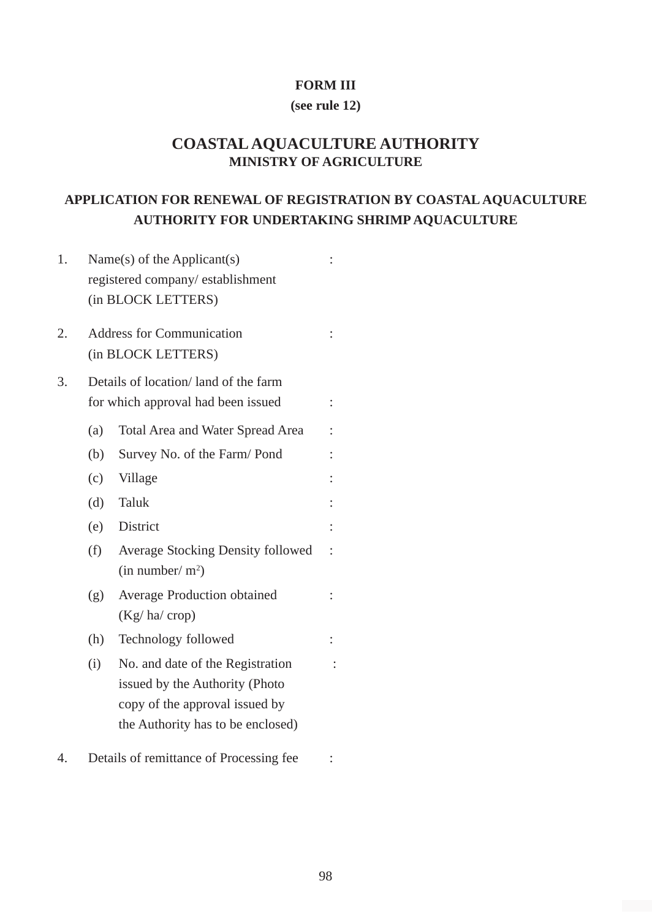**FORM III**

**(see rule 12)**

## COASTAL AQUACULTURE AUTHORITY

**MINISTRY OF AGRICULTURE**

### APPLICATION FOR RENEWAL OF REGISTRATION BY COASTAL AQUACULTURE AUTHORITY FOR UNDERTAKING SHRIMP AQUACULTURE

1. Name(s) of the Applicant(s) registered company/ establishment (in BLOCK LETTERS) :

2. Address for Communication (in BLOCK LETTERS) :

3. Details of location/ land of the farm for which approval had been issued :

   (a) Total Area and Water Spread Area :

   (b) Survey No. of the Farm/ Pond :

   (c) Village :

   (d) Taluk :

   (e) District :

   (f) Average Stocking Density followed (in number/ $m^2$) :

   (g) Average Production obtained (Kg/ ha/ crop) :

   (h) Technology followed :

   (i) No. and date of the Registration issued by the Authority (Photo copy of the approval issued by the Authority has to be enclosed) :

4. Details of remittance of Processing fee :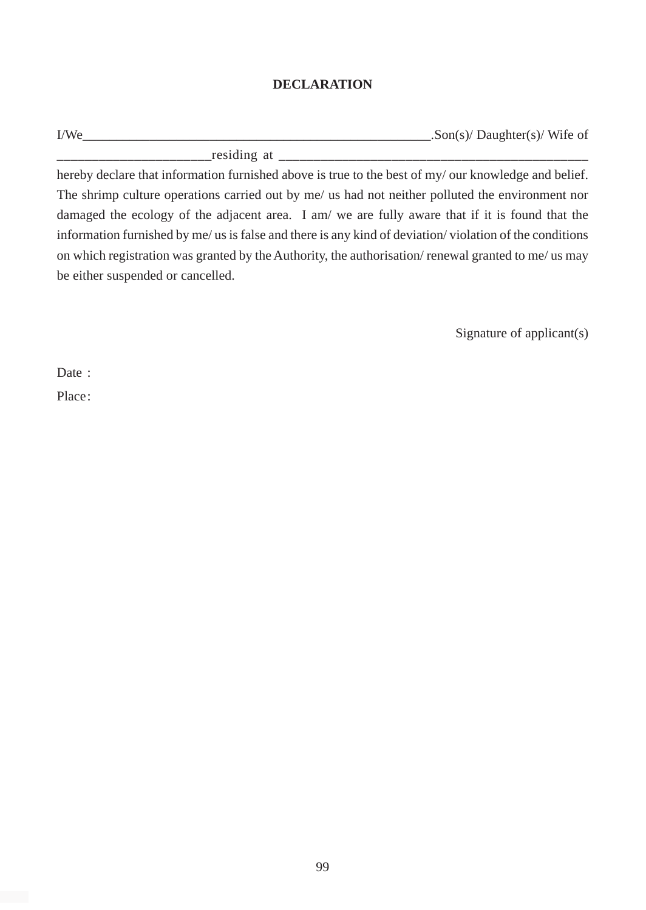**DECLARATION**

I/We______________________________________________________.Son(s)/ Daughter(s)/ Wife of ______________________residing at _____________________________________________ hereby declare that information furnished above is true to the best of my/ our knowledge and belief. The shrimp culture operations carried out by me/ us had not neither polluted the environment nor damaged the ecology of the adjacent area. I am/ we are fully aware that if it is found that the information furnished by me/ us is false and there is any kind of deviation/ violation of the conditions on which registration was granted by the Authority, the authorisation/ renewal granted to me/ us may be either suspended or cancelled.

Signature of applicant(s)

Date :

Place: